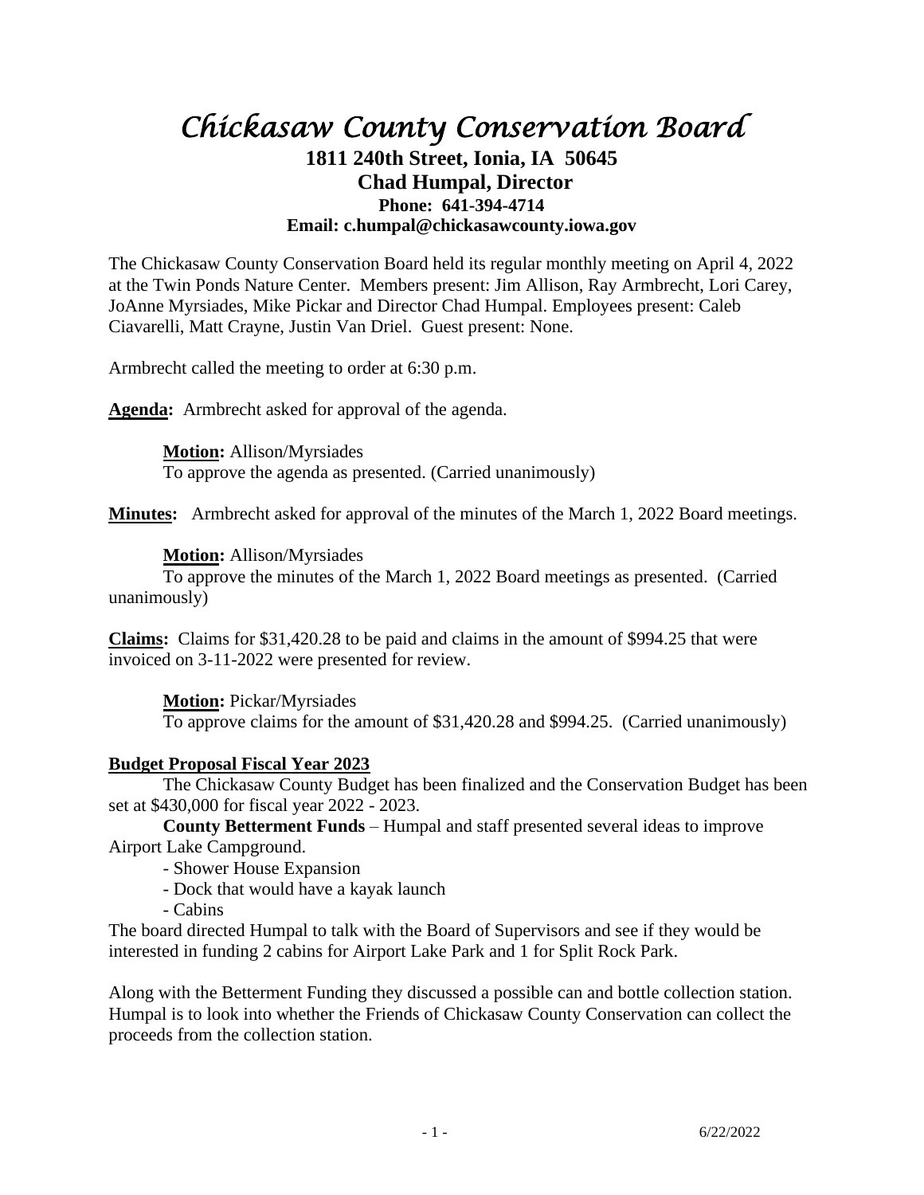# *Chickasaw County Conservation Board*

**1811 240th Street, Ionia, IA 50645**
**Chad Humpal, Director**
**Phone: 641-394-4714**
**Email: c.humpal@chickasawcounty.iowa.gov**

The Chickasaw County Conservation Board held its regular monthly meeting on April 4, 2022 at the Twin Ponds Nature Center. Members present: Jim Allison, Ray Armbrecht, Lori Carey, JoAnne Myrsiades, Mike Pickar and Director Chad Humpal. Employees present: Caleb Ciavarelli, Matt Crayne, Justin Van Driel. Guest present: None.

Armbrecht called the meeting to order at 6:30 p.m.

**Agenda:** Armbrecht asked for approval of the agenda.

> **Motion:** Allison/Myrsiades
> To approve the agenda as presented. (Carried unanimously)

**Minutes:** Armbrecht asked for approval of the minutes of the March 1, 2022 Board meetings.

> **Motion:** Allison/Myrsiades
> To approve the minutes of the March 1, 2022 Board meetings as presented. (Carried unanimously)

**Claims:** Claims for $31,420.28 to be paid and claims in the amount of $994.25 that were invoiced on 3-11-2022 were presented for review.

> **Motion:** Pickar/Myrsiades
> To approve claims for the amount of $31,420.28 and $994.25. (Carried unanimously)

**Budget Proposal Fiscal Year 2023**

The Chickasaw County Budget has been finalized and the Conservation Budget has been set at $430,000 for fiscal year 2022 - 2023.

**County Betterment Funds** – Humpal and staff presented several ideas to improve Airport Lake Campground.

- Shower House Expansion
- Dock that would have a kayak launch
- Cabins

The board directed Humpal to talk with the Board of Supervisors and see if they would be interested in funding 2 cabins for Airport Lake Park and 1 for Split Rock Park.

Along with the Betterment Funding they discussed a possible can and bottle collection station. Humpal is to look into whether the Friends of Chickasaw County Conservation can collect the proceeds from the collection station.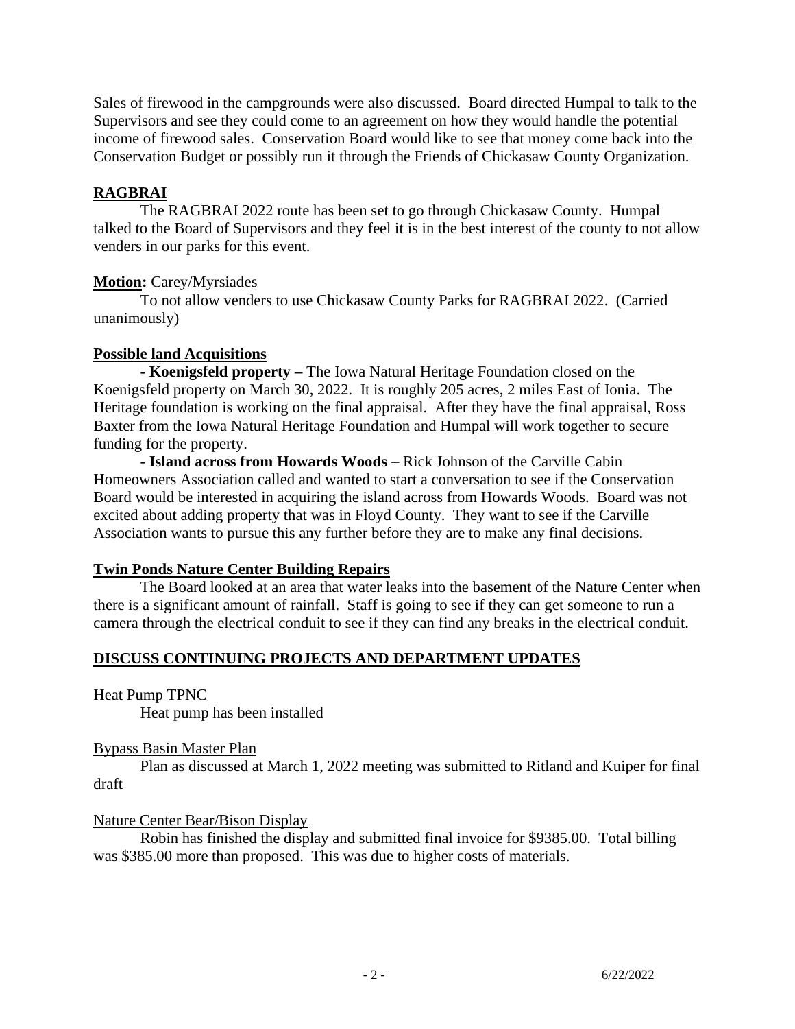Sales of firewood in the campgrounds were also discussed. Board directed Humpal to talk to the Supervisors and see they could come to an agreement on how they would handle the potential income of firewood sales. Conservation Board would like to see that money come back into the Conservation Budget or possibly run it through the Friends of Chickasaw County Organization.

## RAGBRAI

The RAGBRAI 2022 route has been set to go through Chickasaw County. Humpal talked to the Board of Supervisors and they feel it is in the best interest of the county to not allow venders in our parks for this event.

**Motion:** Carey/Myrsiades

To not allow venders to use Chickasaw County Parks for RAGBRAI 2022. (Carried unanimously)

## Possible land Acquisitions

**- Koenigsfeld property –** The Iowa Natural Heritage Foundation closed on the Koenigsfeld property on March 30, 2022. It is roughly 205 acres, 2 miles East of Ionia. The Heritage foundation is working on the final appraisal. After they have the final appraisal, Ross Baxter from the Iowa Natural Heritage Foundation and Humpal will work together to secure funding for the property.

**- Island across from Howards Woods** – Rick Johnson of the Carville Cabin Homeowners Association called and wanted to start a conversation to see if the Conservation Board would be interested in acquiring the island across from Howards Woods. Board was not excited about adding property that was in Floyd County. They want to see if the Carville Association wants to pursue this any further before they are to make any final decisions.

## Twin Ponds Nature Center Building Repairs

The Board looked at an area that water leaks into the basement of the Nature Center when there is a significant amount of rainfall. Staff is going to see if they can get someone to run a camera through the electrical conduit to see if they can find any breaks in the electrical conduit.

## DISCUSS CONTINUING PROJECTS AND DEPARTMENT UPDATES

Heat Pump TPNC

Heat pump has been installed

Bypass Basin Master Plan

Plan as discussed at March 1, 2022 meeting was submitted to Ritland and Kuiper for final draft

Nature Center Bear/Bison Display

Robin has finished the display and submitted final invoice for $9385.00. Total billing was $385.00 more than proposed. This was due to higher costs of materials.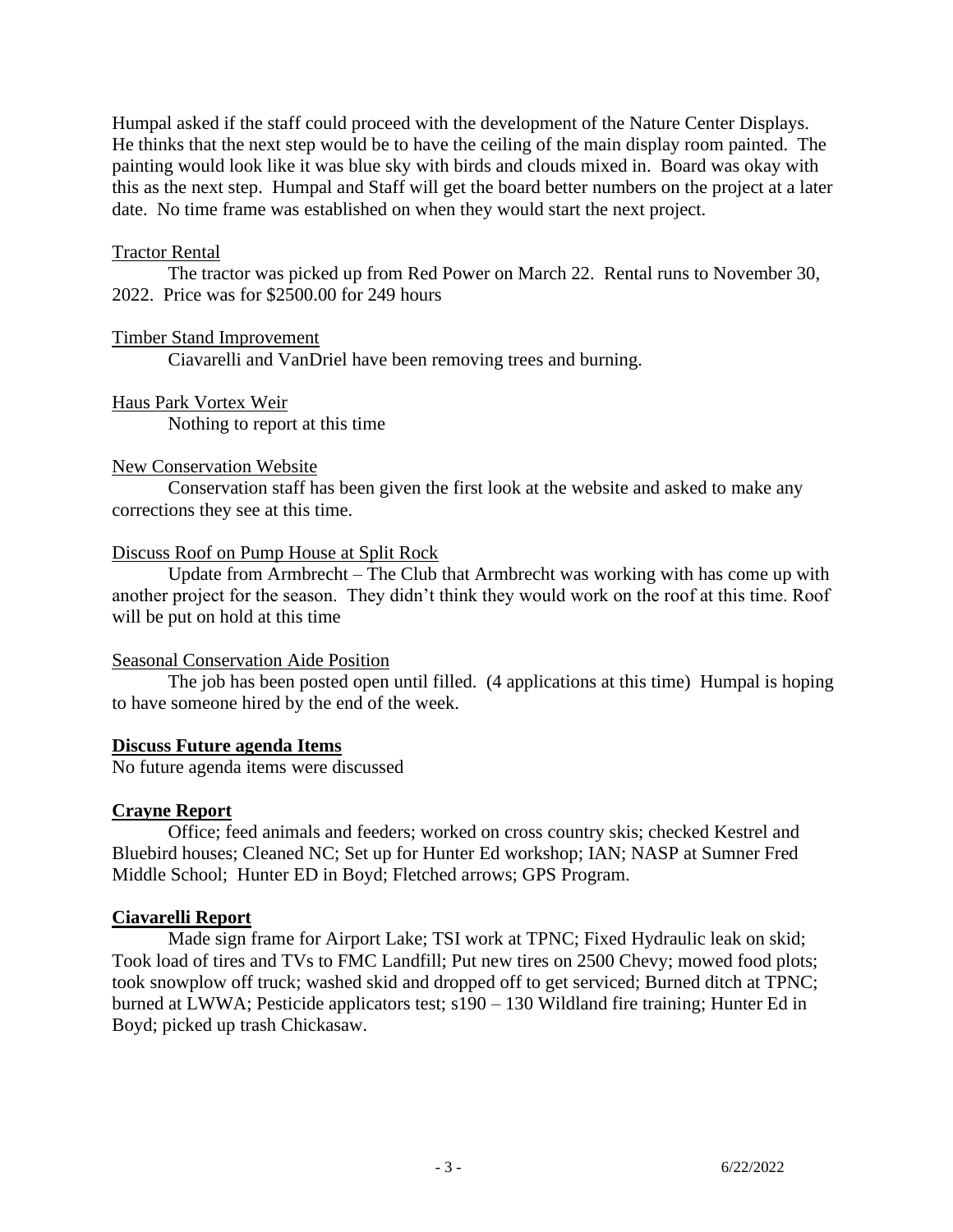Humpal asked if the staff could proceed with the development of the Nature Center Displays. He thinks that the next step would be to have the ceiling of the main display room painted. The painting would look like it was blue sky with birds and clouds mixed in. Board was okay with this as the next step. Humpal and Staff will get the board better numbers on the project at a later date. No time frame was established on when they would start the next project.

Tractor Rental

The tractor was picked up from Red Power on March 22. Rental runs to November 30, 2022. Price was for $2500.00 for 249 hours

Timber Stand Improvement

Ciavarelli and VanDriel have been removing trees and burning.

Haus Park Vortex Weir

Nothing to report at this time

New Conservation Website

Conservation staff has been given the first look at the website and asked to make any corrections they see at this time.

Discuss Roof on Pump House at Split Rock

Update from Armbrecht – The Club that Armbrecht was working with has come up with another project for the season. They didn't think they would work on the roof at this time. Roof will be put on hold at this time

Seasonal Conservation Aide Position

The job has been posted open until filled. (4 applications at this time) Humpal is hoping to have someone hired by the end of the week.

**Discuss Future agenda Items**

No future agenda items were discussed

**Crayne Report**

Office; feed animals and feeders; worked on cross country skis; checked Kestrel and Bluebird houses; Cleaned NC; Set up for Hunter Ed workshop; IAN; NASP at Sumner Fred Middle School; Hunter ED in Boyd; Fletched arrows; GPS Program.

**Ciavarelli Report**

Made sign frame for Airport Lake; TSI work at TPNC; Fixed Hydraulic leak on skid; Took load of tires and TVs to FMC Landfill; Put new tires on 2500 Chevy; mowed food plots; took snowplow off truck; washed skid and dropped off to get serviced; Burned ditch at TPNC; burned at LWWA; Pesticide applicators test; s190 – 130 Wildland fire training; Hunter Ed in Boyd; picked up trash Chickasaw.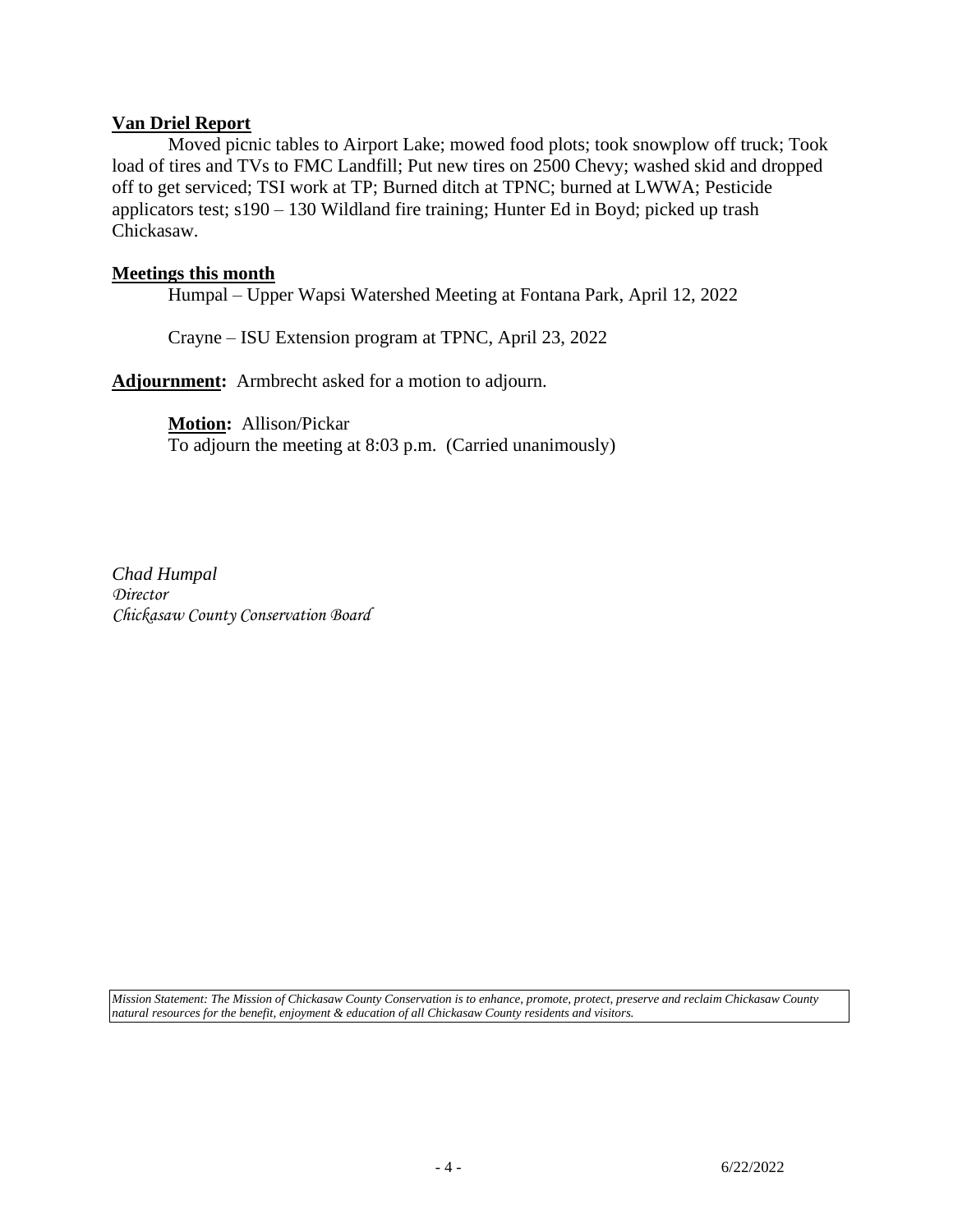**Van Driel Report**

Moved picnic tables to Airport Lake; mowed food plots; took snowplow off truck; Took load of tires and TVs to FMC Landfill; Put new tires on 2500 Chevy; washed skid and dropped off to get serviced; TSI work at TP; Burned ditch at TPNC; burned at LWWA; Pesticide applicators test; s190 – 130 Wildland fire training; Hunter Ed in Boyd; picked up trash Chickasaw.

**Meetings this month**

Humpal – Upper Wapsi Watershed Meeting at Fontana Park, April 12, 2022

Crayne – ISU Extension program at TPNC, April 23, 2022

**Adjournment:** Armbrecht asked for a motion to adjourn.

**Motion:** Allison/Pickar
To adjourn the meeting at 8:03 p.m. (Carried unanimously)

*Chad Humpal*
*Director*
*Chickasaw County Conservation Board*

*Mission Statement: The Mission of Chickasaw County Conservation is to enhance, promote, protect, preserve and reclaim Chickasaw County natural resources for the benefit, enjoyment & education of all Chickasaw County residents and visitors.*